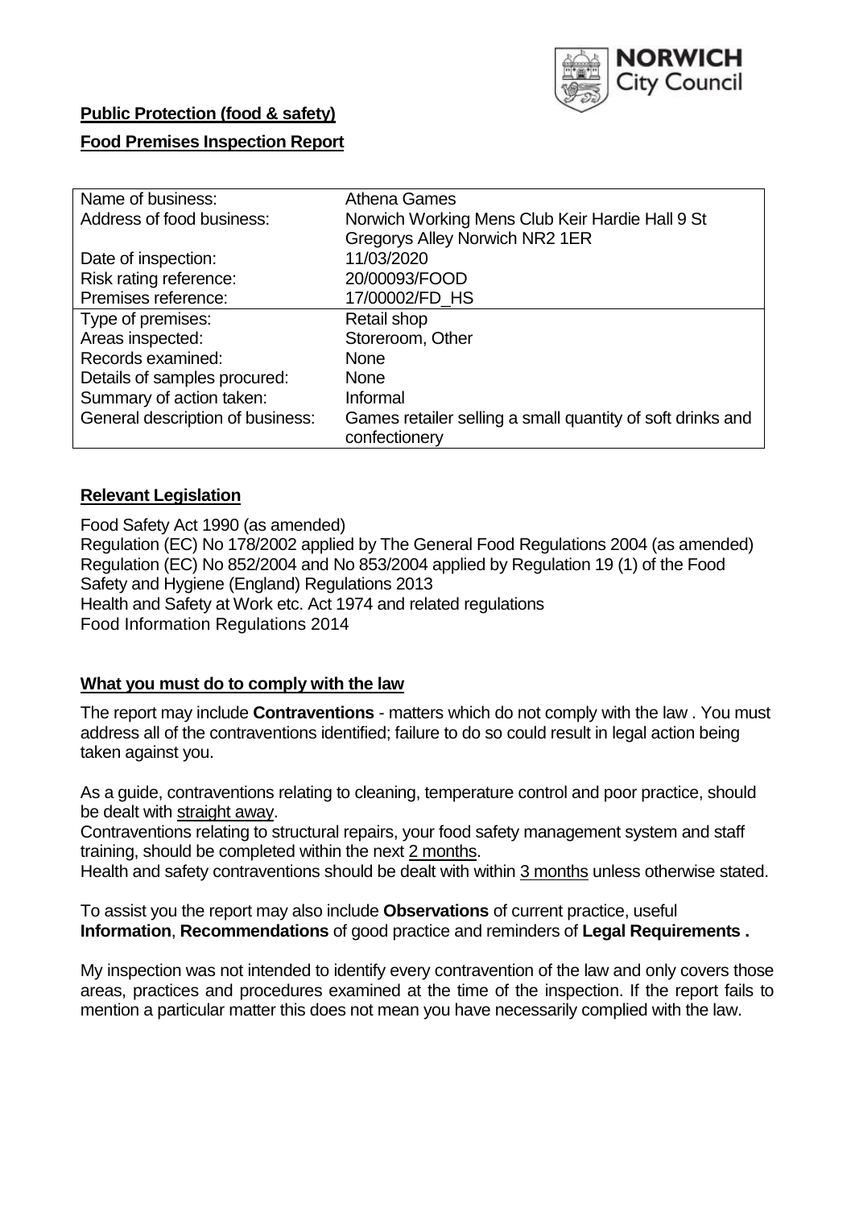NORWICH City Council

**Public Protection (food & safety)**

**Food Premises Inspection Report**

| Name of business: | Athena Games |
| --- | --- |
| Address of food business: | Norwich Working Mens Club Keir Hardie Hall 9 St Gregorys Alley Norwich NR2 1ER |
| Date of inspection: | 11/03/2020 |
| Risk rating reference: | 20/00093/FOOD |
| Premises reference: | 17/00002/FD_HS |
| Type of premises: | Retail shop |
| Areas inspected: | Storeroom, Other |
| Records examined: | None |
| Details of samples procured: | None |
| Summary of action taken: | Informal |
| General description of business: | Games retailer selling a small quantity of soft drinks and confectionery |

## **Relevant Legislation**

Food Safety Act 1990 (as amended)
Regulation (EC) No 178/2002 applied by The General Food Regulations 2004 (as amended)
Regulation (EC) No 852/2004 and No 853/2004 applied by Regulation 19 (1) of the Food Safety and Hygiene (England) Regulations 2013
Health and Safety at Work etc. Act 1974 and related regulations
Food Information Regulations 2014

## **What you must do to comply with the law**

The report may include **Contraventions** - matters which do not comply with the law . You must address all of the contraventions identified; failure to do so could result in legal action being taken against you.

As a guide, contraventions relating to cleaning, temperature control and poor practice, should be dealt with straight away.

Contraventions relating to structural repairs, your food safety management system and staff training, should be completed within the next 2 months.

Health and safety contraventions should be dealt with within 3 months unless otherwise stated.

To assist you the report may also include **Observations** of current practice, useful **Information**, **Recommendations** of good practice and reminders of **Legal Requirements .**

My inspection was not intended to identify every contravention of the law and only covers those areas, practices and procedures examined at the time of the inspection. If the report fails to mention a particular matter this does not mean you have necessarily complied with the law.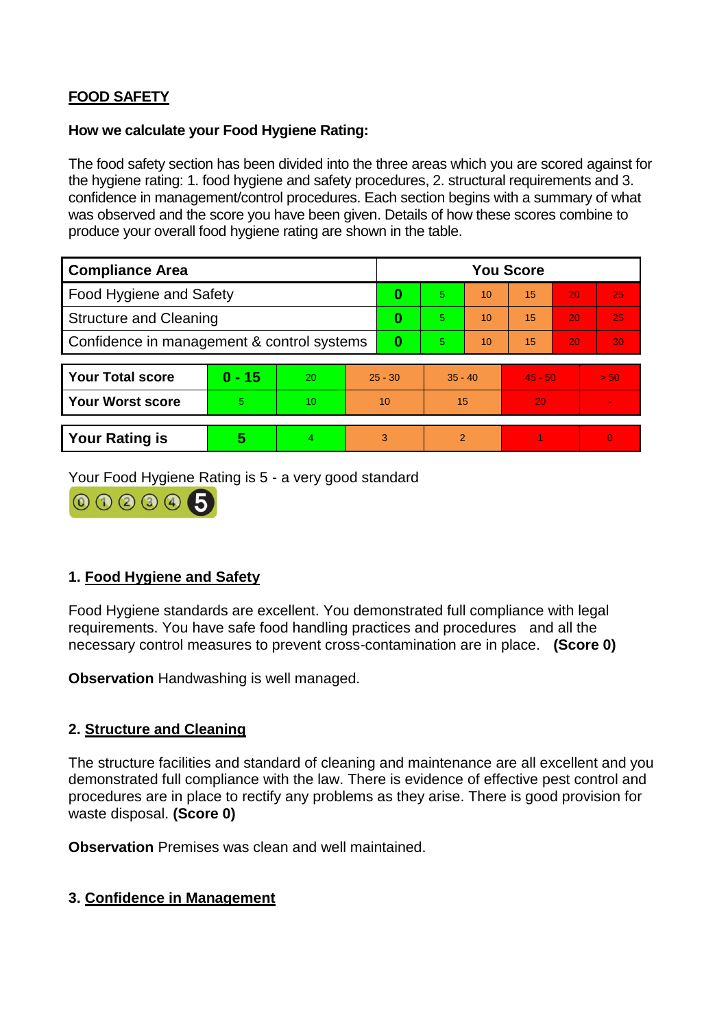**FOOD SAFETY**

**How we calculate your Food Hygiene Rating:**

The food safety section has been divided into the three areas which you are scored against for the hygiene rating: 1. food hygiene and safety procedures, 2. structural requirements and 3. confidence in management/control procedures. Each section begins with a summary of what was observed and the score you have been given. Details of how these scores combine to produce your overall food hygiene rating are shown in the table.

| Compliance Area | You Score | | | | | |
|---|---|---|---|---|---|---|
| Food Hygiene and Safety | **0** | 5 | 10 | 15 | 20 | 25 |
| Structure and Cleaning | **0** | 5 | 10 | 15 | 20 | 25 |
| Confidence in management & control systems | **0** | 5 | 10 | 15 | 20 | 30 |

| | | | | | | |
|---|---|---|---|---|---|---|
| **Your Total score** | **0 - 15** | 20 | 25 - 30 | 35 - 40 | 45 - 50 | > 50 |
| **Your Worst score** | 5 | 10 | 10 | 15 | 20 | - |
| **Your Rating is** | **5** | 4 | 3 | 2 | 1 | 0 |

Your Food Hygiene Rating is 5 - a very good standard

## 1. Food Hygiene and Safety

Food Hygiene standards are excellent. You demonstrated full compliance with legal requirements. You have safe food handling practices and procedures and all the necessary control measures to prevent cross-contamination are in place. **(Score 0)**

**Observation** Handwashing is well managed.

## 2. Structure and Cleaning

The structure facilities and standard of cleaning and maintenance are all excellent and you demonstrated full compliance with the law. There is evidence of effective pest control and procedures are in place to rectify any problems as they arise. There is good provision for waste disposal. **(Score 0)**

**Observation** Premises was clean and well maintained.

## 3. Confidence in Management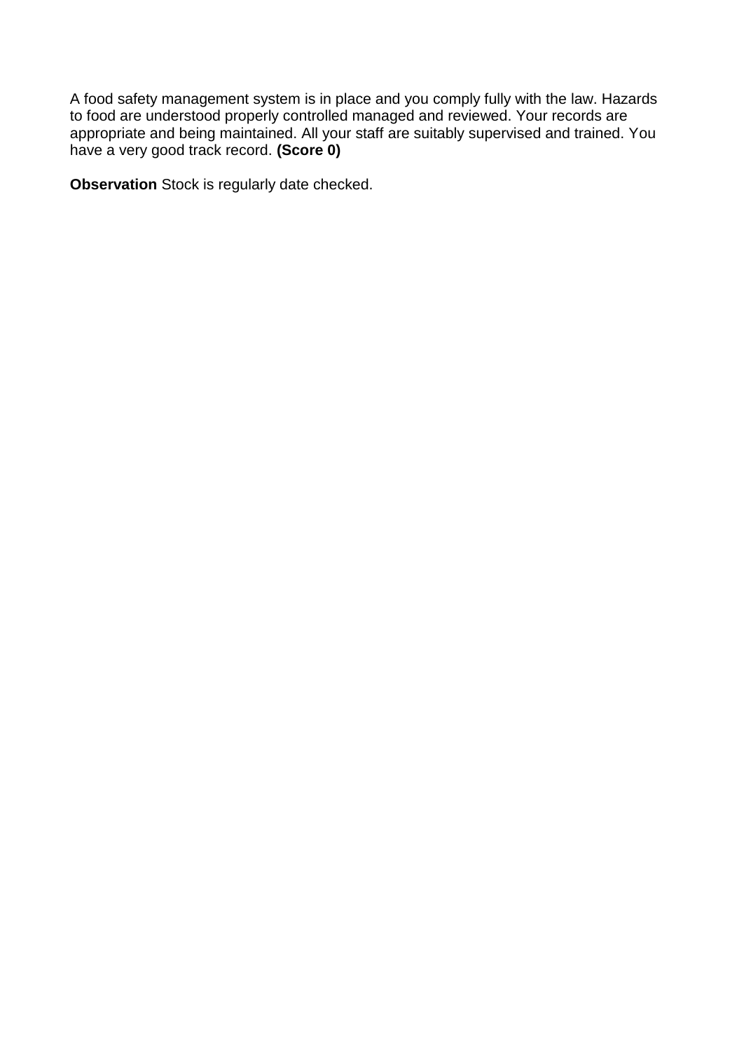A food safety management system is in place and you comply fully with the law. Hazards to food are understood properly controlled managed and reviewed. Your records are appropriate and being maintained. All your staff are suitably supervised and trained. You have a very good track record. **(Score 0)**

**Observation** Stock is regularly date checked.